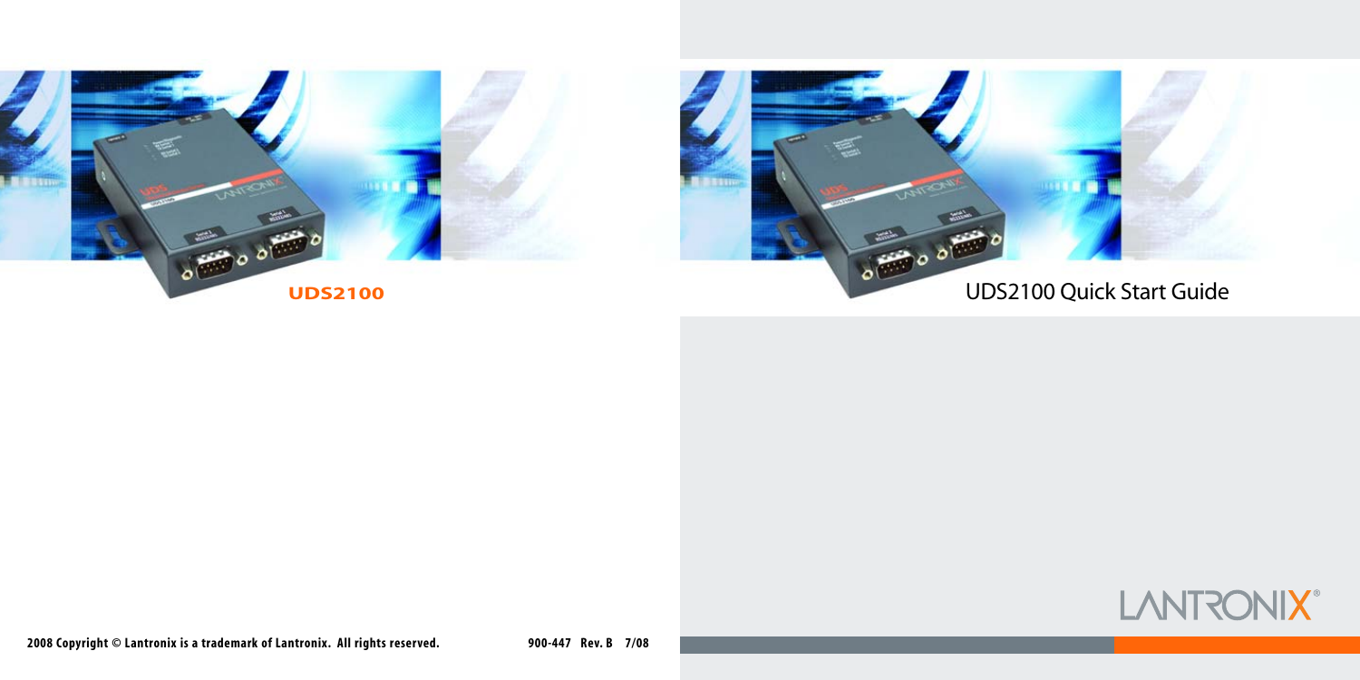**UDS2100**

2008 Copyright © Lantronix is a trademark of Lantronix. All rights reserved.

900-447 Rev. B 7/08

# UDS2100 Quick Start Guide

LANTRONIX®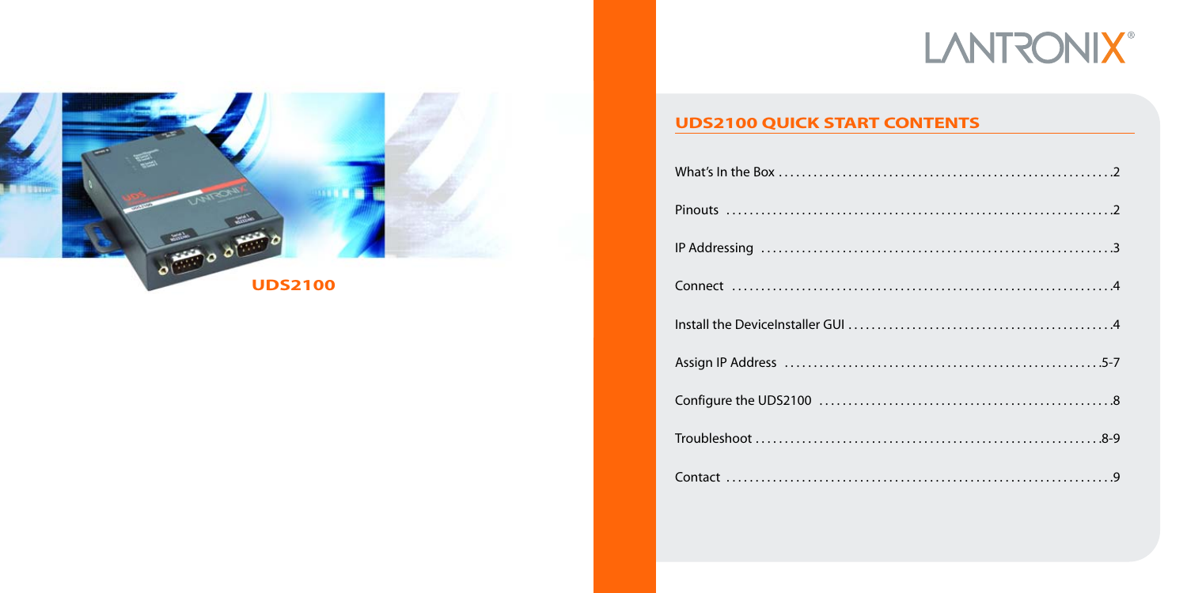**UDS2100**

LANTRONIX®

## UDS2100 QUICK START CONTENTS

| | |
|---|---|
| What's In the Box | 2 |
| Pinouts | 2 |
| IP Addressing | 3 |
| Connect | 4 |
| Install the DeviceInstaller GUI | 4 |
| Assign IP Address | 5-7 |
| Configure the UDS2100 | 8 |
| Troubleshoot | 8-9 |
| Contact | 9 |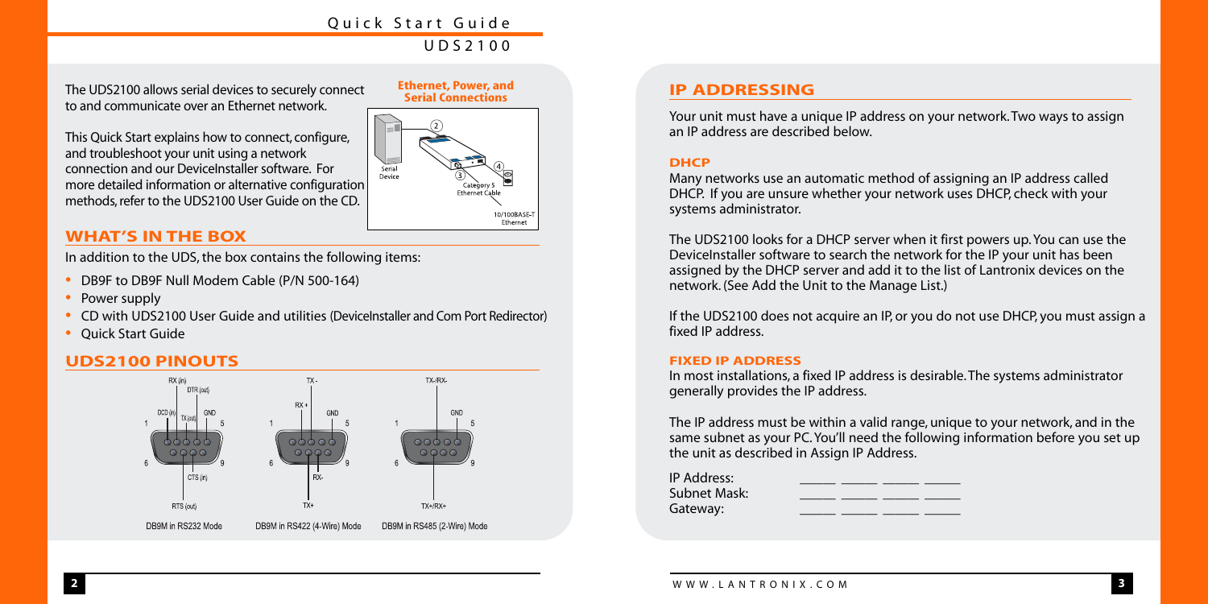The UDS2100 allows serial devices to securely connect to and communicate over an Ethernet network.

This Quick Start explains how to connect, configure, and troubleshoot your unit using a network connection and our DeviceInstaller software. For more detailed information or alternative configuration methods, refer to the UDS2100 User Guide on the CD.

**Ethernet, Power, and Serial Connections**

Serial Device

Category 5 Ethernet Cable

10/100BASE-T Ethernet

## WHAT'S IN THE BOX

In addition to the UDS, the box contains the following items:

- DB9F to DB9F Null Modem Cable (P/N 500-164)
- Power supply
- CD with UDS2100 User Guide and utilities (DeviceInstaller and Com Port Redirector)
- Quick Start Guide

## UDS2100 PINOUTS

DB9M in RS232 Mode: RX (in), DTR (out), DCD (in), TX (out), GND, CTS (in), RTS (out)

DB9M in RS422 (4-Wire) Mode: TX -, RX +, GND, RX-, TX+

DB9M in RS485 (2-Wire) Mode: TX-/RX-, GND, TX+/RX+

## IP ADDRESSING

Your unit must have a unique IP address on your network. Two ways to assign an IP address are described below.

### DHCP

Many networks use an automatic method of assigning an IP address called DHCP. If you are unsure whether your network uses DHCP, check with your systems administrator.

The UDS2100 looks for a DHCP server when it first powers up. You can use the DeviceInstaller software to search the network for the IP your unit has been assigned by the DHCP server and add it to the list of Lantronix devices on the network. (See Add the Unit to the Manage List.)

If the UDS2100 does not acquire an IP, or you do not use DHCP, you must assign a fixed IP address.

### FIXED IP ADDRESS

In most installations, a fixed IP address is desirable. The systems administrator generally provides the IP address.

The IP address must be within a valid range, unique to your network, and in the same subnet as your PC. You'll need the following information before you set up the unit as described in Assign IP Address.

IP Address: _____ _____ _____ _____
Subnet Mask: _____ _____ _____ _____
Gateway: _____ _____ _____ _____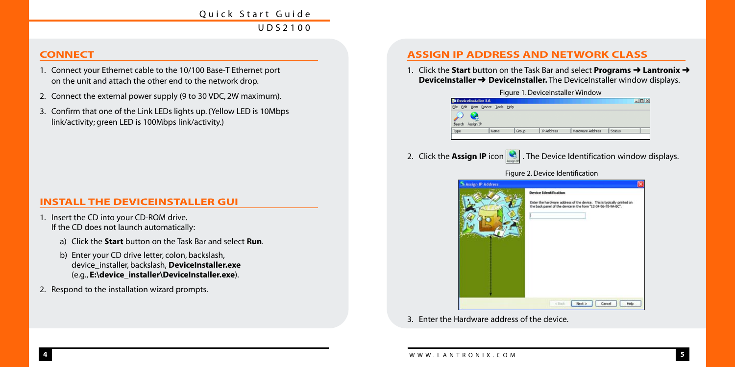## CONNECT

1. Connect your Ethernet cable to the 10/100 Base-T Ethernet port on the unit and attach the other end to the network drop.
2. Connect the external power supply (9 to 30 VDC, 2W maximum).
3. Confirm that one of the Link LEDs lights up. (Yellow LED is 10Mbps link/activity; green LED is 100Mbps link/activity.)

## INSTALL THE DEVICEINSTALLER GUI

1. Insert the CD into your CD-ROM drive.
   If the CD does not launch automatically:
   a) Click the **Start** button on the Task Bar and select **Run**.
   b) Enter your CD drive letter, colon, backslash, device_installer, backslash, **DeviceInstaller.exe** (e.g., **E:\device_installer\DeviceInstaller.exe**).
2. Respond to the installation wizard prompts.

## ASSIGN IP ADDRESS AND NETWORK CLASS

1. Click the **Start** button on the Task Bar and select **Programs ➜ Lantronix ➜ DeviceInstaller ➜ DeviceInstaller.** The DeviceInstaller window displays.

Figure 1. DeviceInstaller Window

2. Click the **Assign IP** icon . The Device Identification window displays.

Figure 2. Device Identification

3. Enter the Hardware address of the device.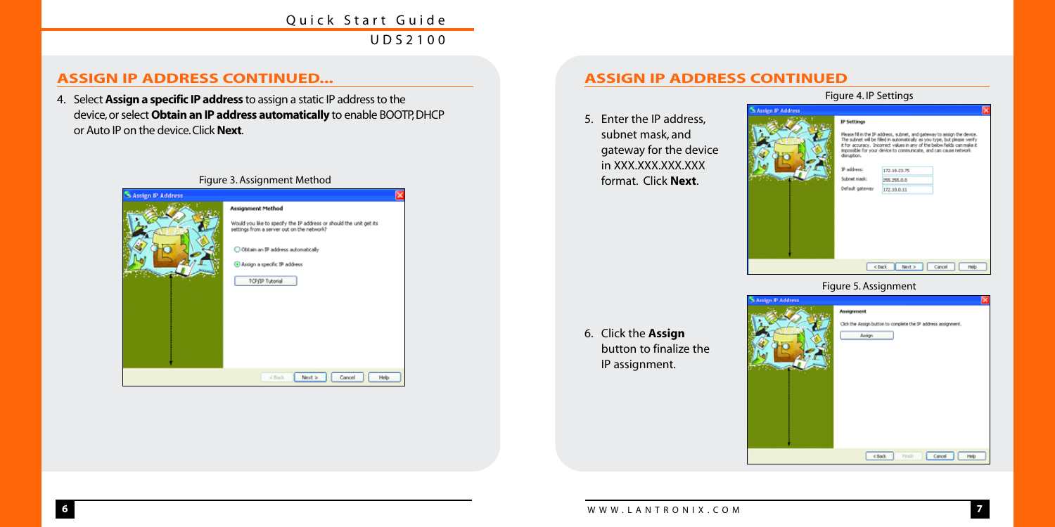## ASSIGN IP ADDRESS CONTINUED...

4. Select **Assign a specific IP address** to assign a static IP address to the device, or select **Obtain an IP address automatically** to enable BOOTP, DHCP or Auto IP on the device. Click **Next**.

Figure 3. Assignment Method

## ASSIGN IP ADDRESS CONTINUED

5. Enter the IP address, subnet mask, and gateway for the device in XXX.XXX.XXX.XXX format. Click **Next**.

Figure 4. IP Settings

6. Click the **Assign** button to finalize the IP assignment.

Figure 5. Assignment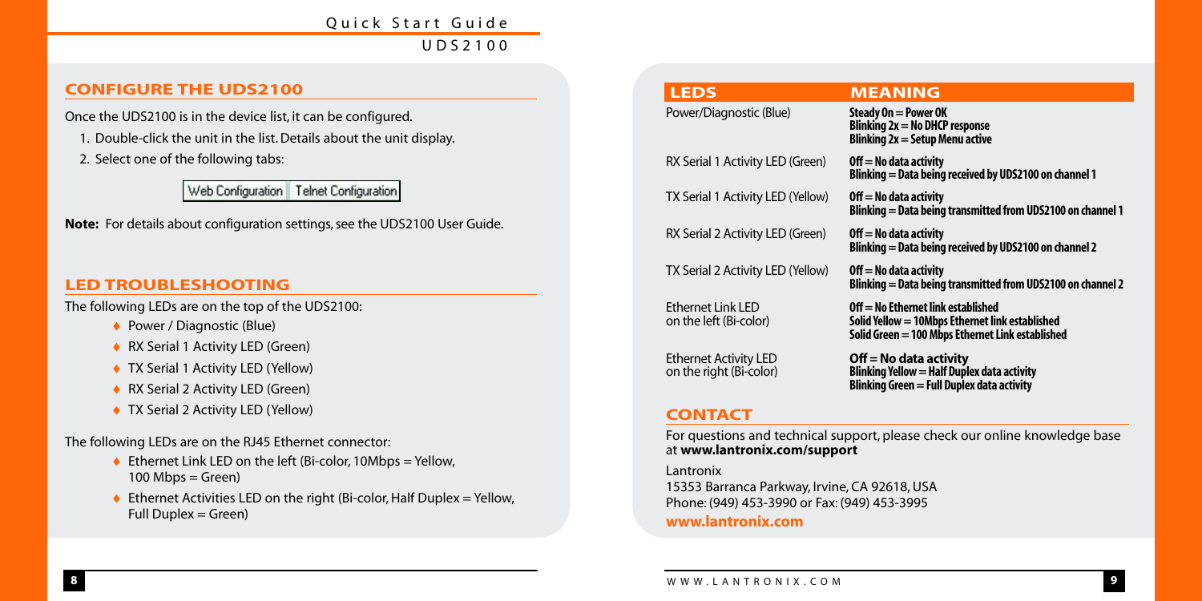## CONFIGURE THE UDS2100

Once the UDS2100 is in the device list, it can be configured.

1. Double-click the unit in the list. Details about the unit display.
2. Select one of the following tabs:

Web Configuration | Telnet Configuration

**Note:** For details about configuration settings, see the UDS2100 User Guide.

## LED TROUBLESHOOTING

The following LEDs are on the top of the UDS2100:

- Power / Diagnostic (Blue)
- RX Serial 1 Activity LED (Green)
- TX Serial 1 Activity LED (Yellow)
- RX Serial 2 Activity LED (Green)
- TX Serial 2 Activity LED (Yellow)

The following LEDs are on the RJ45 Ethernet connector:

- Ethernet Link LED on the left (Bi-color, 10Mbps = Yellow, 100 Mbps = Green)
- Ethernet Activities LED on the right (Bi-color, Half Duplex = Yellow, Full Duplex = Green)

| LEDS | MEANING |
|---|---|
| Power/Diagnostic (Blue) | **Steady On = Power OK**<br>**Blinking 2x = No DHCP response**<br>**Blinking 2x = Setup Menu active** |
| RX Serial 1 Activity LED (Green) | **Off = No data activity**<br>**Blinking = Data being received by UDS2100 on channel 1** |
| TX Serial 1 Activity LED (Yellow) | **Off = No data activity**<br>**Blinking = Data being transmitted from UDS2100 on channel 1** |
| RX Serial 2 Activity LED (Green) | **Off = No data activity**<br>**Blinking = Data being received by UDS2100 on channel 2** |
| TX Serial 2 Activity LED (Yellow) | **Off = No data activity**<br>**Blinking = Data being transmitted from UDS2100 on channel 2** |
| Ethernet Link LED on the left (Bi-color) | **Off = No Ethernet link established**<br>**Solid Yellow = 10Mbps Ethernet link established**<br>**Solid Green = 100 Mbps Ethernet Link established** |
| Ethernet Activity LED on the right (Bi-color) | **Off = No data activity**<br>**Blinking Yellow = Half Duplex data activity**<br>**Blinking Green = Full Duplex data activity** |

## CONTACT

For questions and technical support, please check our online knowledge base at **www.lantronix.com/support**

Lantronix
15353 Barranca Parkway, Irvine, CA 92618, USA
Phone: (949) 453-3990 or Fax: (949) 453-3995

**www.lantronix.com**